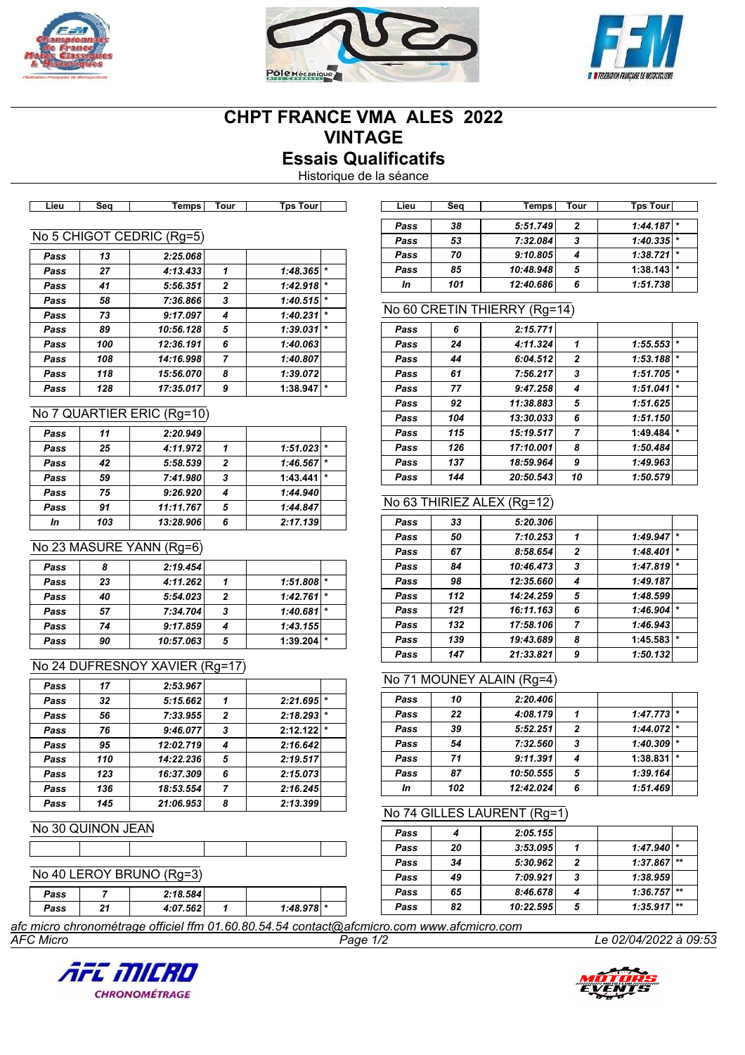# CHPT FRANCE VMA ALES 2022
# VINTAGE
## Essais Qualificatifs

Historique de la séance

### No 5 CHIGOT CEDRIC (Rg=5)

| Lieu | Seq | Temps | Tour | Tps Tour | |
|---|---|---|---|---|---|
| Pass | 13 | 2:25.068 | | | |
| Pass | 27 | 4:13.433 | 1 | 1:48.365 | * |
| Pass | 41 | 5:56.351 | 2 | 1:42.918 | * |
| Pass | 58 | 7:36.866 | 3 | 1:40.515 | * |
| Pass | 73 | 9:17.097 | 4 | 1:40.231 | * |
| Pass | 89 | 10:56.128 | 5 | 1:39.031 | * |
| Pass | 100 | 12:36.191 | 6 | 1:40.063 | |
| Pass | 108 | 14:16.998 | 7 | 1:40.807 | |
| Pass | 118 | 15:56.070 | 8 | 1:39.072 | |
| Pass | 128 | 17:35.017 | 9 | 1:38.947 | * |

### No 7 QUARTIER ERIC (Rg=10)

| Lieu | Seq | Temps | Tour | Tps Tour | |
|---|---|---|---|---|---|
| Pass | 11 | 2:20.949 | | | |
| Pass | 25 | 4:11.972 | 1 | 1:51.023 | * |
| Pass | 42 | 5:58.539 | 2 | 1:46.567 | * |
| Pass | 59 | 7:41.980 | 3 | 1:43.441 | * |
| Pass | 75 | 9:26.920 | 4 | 1:44.940 | |
| Pass | 91 | 11:11.767 | 5 | 1:44.847 | |
| In | 103 | 13:28.906 | 6 | 2:17.139 | |

### No 23 MASURE YANN (Rg=6)

| Lieu | Seq | Temps | Tour | Tps Tour | |
|---|---|---|---|---|---|
| Pass | 8 | 2:19.454 | | | |
| Pass | 23 | 4:11.262 | 1 | 1:51.808 | * |
| Pass | 40 | 5:54.023 | 2 | 1:42.761 | * |
| Pass | 57 | 7:34.704 | 3 | 1:40.681 | * |
| Pass | 74 | 9:17.859 | 4 | 1:43.155 | |
| Pass | 90 | 10:57.063 | 5 | 1:39.204 | * |

### No 24 DUFRESNOY XAVIER (Rg=17)

| Lieu | Seq | Temps | Tour | Tps Tour | |
|---|---|---|---|---|---|
| Pass | 17 | 2:53.967 | | | |
| Pass | 32 | 5:15.662 | 1 | 2:21.695 | * |
| Pass | 56 | 7:33.955 | 2 | 2:18.293 | * |
| Pass | 76 | 9:46.077 | 3 | 2:12.122 | * |
| Pass | 95 | 12:02.719 | 4 | 2:16.642 | |
| Pass | 110 | 14:22.236 | 5 | 2:19.517 | |
| Pass | 123 | 16:37.309 | 6 | 2:15.073 | |
| Pass | 136 | 18:53.554 | 7 | 2:16.245 | |
| Pass | 145 | 21:06.953 | 8 | 2:13.399 | |

### No 30 QUINON JEAN

| Lieu | Seq | Temps | Tour | Tps Tour | |
|---|---|---|---|---|---|
| | | | | | |

### No 40 LEROY BRUNO (Rg=3)

| Lieu | Seq | Temps | Tour | Tps Tour | |
|---|---|---|---|---|---|
| Pass | 7 | 2:18.584 | | | |
| Pass | 21 | 4:07.562 | 1 | 1:48.978 | * |
| Pass | 38 | 5:51.749 | 2 | 1:44.187 | * |
| Pass | 53 | 7:32.084 | 3 | 1:40.335 | * |
| Pass | 70 | 9:10.805 | 4 | 1:38.721 | * |
| Pass | 85 | 10:48.948 | 5 | 1:38.143 | * |
| In | 101 | 12:40.686 | 6 | 1:51.738 | |

### No 60 CRETIN THIERRY (Rg=14)

| Lieu | Seq | Temps | Tour | Tps Tour | |
|---|---|---|---|---|---|
| Pass | 6 | 2:15.771 | | | |
| Pass | 24 | 4:11.324 | 1 | 1:55.553 | * |
| Pass | 44 | 6:04.512 | 2 | 1:53.188 | * |
| Pass | 61 | 7:56.217 | 3 | 1:51.705 | * |
| Pass | 77 | 9:47.258 | 4 | 1:51.041 | * |
| Pass | 92 | 11:38.883 | 5 | 1:51.625 | |
| Pass | 104 | 13:30.033 | 6 | 1:51.150 | |
| Pass | 115 | 15:19.517 | 7 | 1:49.484 | * |
| Pass | 126 | 17:10.001 | 8 | 1:50.484 | |
| Pass | 137 | 18:59.964 | 9 | 1:49.963 | |
| Pass | 144 | 20:50.543 | 10 | 1:50.579 | |

### No 63 THIRIEZ ALEX (Rg=12)

| Lieu | Seq | Temps | Tour | Tps Tour | |
|---|---|---|---|---|---|
| Pass | 33 | 5:20.306 | | | |
| Pass | 50 | 7:10.253 | 1 | 1:49.947 | * |
| Pass | 67 | 8:58.654 | 2 | 1:48.401 | * |
| Pass | 84 | 10:46.473 | 3 | 1:47.819 | * |
| Pass | 98 | 12:35.660 | 4 | 1:49.187 | |
| Pass | 112 | 14:24.259 | 5 | 1:48.599 | |
| Pass | 121 | 16:11.163 | 6 | 1:46.904 | * |
| Pass | 132 | 17:58.106 | 7 | 1:46.943 | |
| Pass | 139 | 19:43.689 | 8 | 1:45.583 | * |
| Pass | 147 | 21:33.821 | 9 | 1:50.132 | |

### No 71 MOUNEY ALAIN (Rg=4)

| Lieu | Seq | Temps | Tour | Tps Tour | |
|---|---|---|---|---|---|
| Pass | 10 | 2:20.406 | | | |
| Pass | 22 | 4:08.179 | 1 | 1:47.773 | * |
| Pass | 39 | 5:52.251 | 2 | 1:44.072 | * |
| Pass | 54 | 7:32.560 | 3 | 1:40.309 | * |
| Pass | 71 | 9:11.391 | 4 | 1:38.831 | * |
| Pass | 87 | 10:50.555 | 5 | 1:39.164 | |
| In | 102 | 12:42.024 | 6 | 1:51.469 | |

### No 74 GILLES LAURENT (Rg=1)

| Lieu | Seq | Temps | Tour | Tps Tour | |
|---|---|---|---|---|---|
| Pass | 4 | 2:05.155 | | | |
| Pass | 20 | 3:53.095 | 1 | 1:47.940 | * |
| Pass | 34 | 5:30.962 | 2 | 1:37.867 | ** |
| Pass | 49 | 7:09.921 | 3 | 1:38.959 | |
| Pass | 65 | 8:46.678 | 4 | 1:36.757 | ** |
| Pass | 82 | 10:22.595 | 5 | 1:35.917 | ** |

*afc micro chronométrage officiel ffm 01.60.80.54.54 contact@afcmicro.com www.afcmicro.com*

*AFC Micro* — *Le 02/04/2022 à 09:53*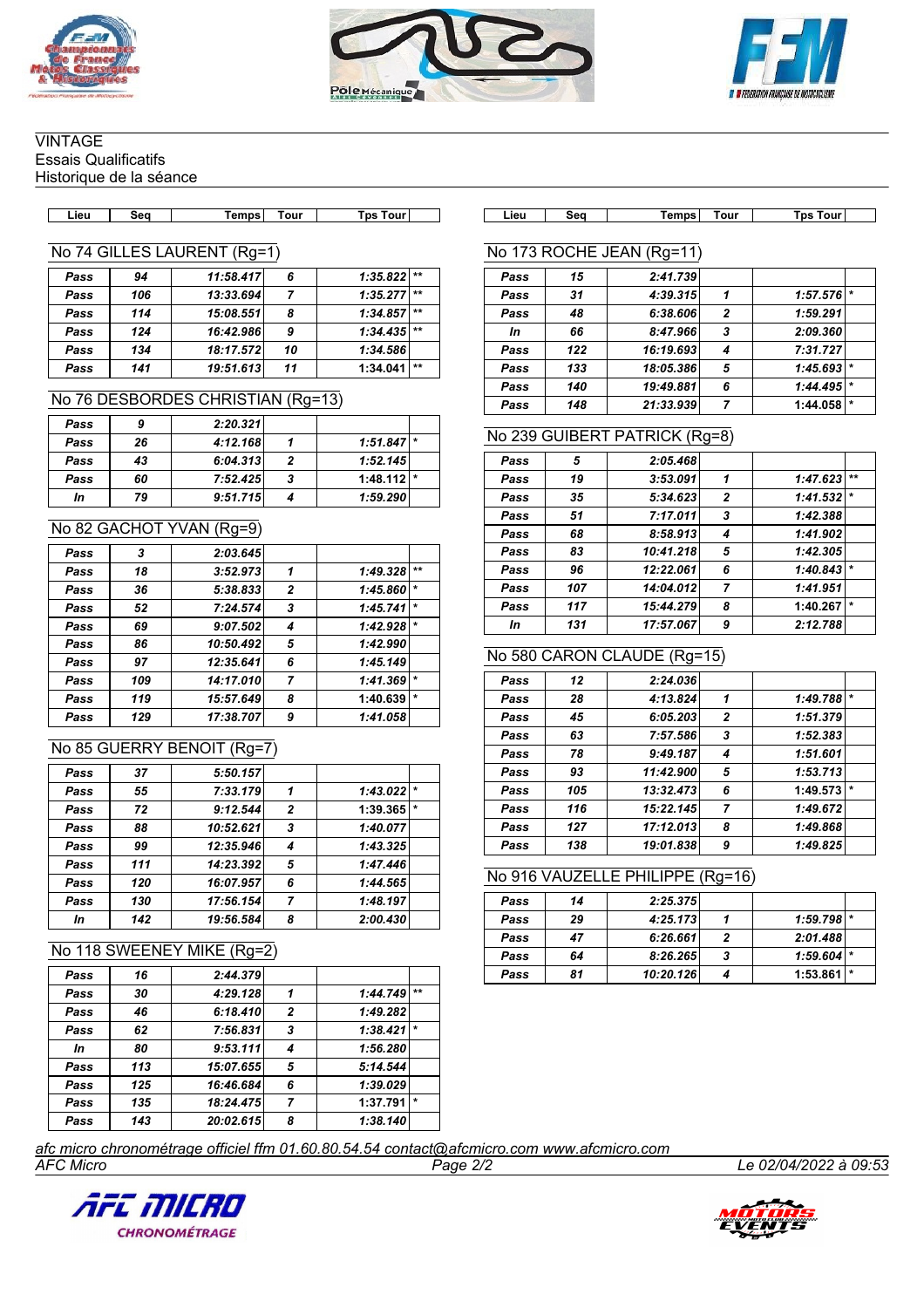VINTAGE
Essais Qualificatifs
Historique de la séance

### No 74 GILLES LAURENT (Rg=1)

| Lieu | Seq | Temps | Tour | Tps Tour | |
|---|---|---|---|---|---|
| Pass | 94 | 11:58.417 | 6 | 1:35.822 | ** |
| Pass | 106 | 13:33.694 | 7 | 1:35.277 | ** |
| Pass | 114 | 15:08.551 | 8 | 1:34.857 | ** |
| Pass | 124 | 16:42.986 | 9 | 1:34.435 | ** |
| Pass | 134 | 18:17.572 | 10 | 1:34.586 | |
| Pass | 141 | 19:51.613 | 11 | 1:34.041 | ** |

### No 76 DESBORDES CHRISTIAN (Rg=13)

| Lieu | Seq | Temps | Tour | Tps Tour | |
|---|---|---|---|---|---|
| Pass | 9 | 2:20.321 | | | |
| Pass | 26 | 4:12.168 | 1 | 1:51.847 | * |
| Pass | 43 | 6:04.313 | 2 | 1:52.145 | |
| Pass | 60 | 7:52.425 | 3 | 1:48.112 | * |
| In | 79 | 9:51.715 | 4 | 1:59.290 | |

### No 82 GACHOT YVAN (Rg=9)

| Lieu | Seq | Temps | Tour | Tps Tour | |
|---|---|---|---|---|---|
| Pass | 3 | 2:03.645 | | | |
| Pass | 18 | 3:52.973 | 1 | 1:49.328 | ** |
| Pass | 36 | 5:38.833 | 2 | 1:45.860 | * |
| Pass | 52 | 7:24.574 | 3 | 1:45.741 | * |
| Pass | 69 | 9:07.502 | 4 | 1:42.928 | * |
| Pass | 86 | 10:50.492 | 5 | 1:42.990 | |
| Pass | 97 | 12:35.641 | 6 | 1:45.149 | |
| Pass | 109 | 14:17.010 | 7 | 1:41.369 | * |
| Pass | 119 | 15:57.649 | 8 | 1:40.639 | * |
| Pass | 129 | 17:38.707 | 9 | 1:41.058 | |

### No 85 GUERRY BENOIT (Rg=7)

| Lieu | Seq | Temps | Tour | Tps Tour | |
|---|---|---|---|---|---|
| Pass | 37 | 5:50.157 | | | |
| Pass | 55 | 7:33.179 | 1 | 1:43.022 | * |
| Pass | 72 | 9:12.544 | 2 | 1:39.365 | * |
| Pass | 88 | 10:52.621 | 3 | 1:40.077 | |
| Pass | 99 | 12:35.946 | 4 | 1:43.325 | |
| Pass | 111 | 14:23.392 | 5 | 1:47.446 | |
| Pass | 120 | 16:07.957 | 6 | 1:44.565 | |
| Pass | 130 | 17:56.154 | 7 | 1:48.197 | |
| In | 142 | 19:56.584 | 8 | 2:00.430 | |

### No 118 SWEENEY MIKE (Rg=2)

| Lieu | Seq | Temps | Tour | Tps Tour | |
|---|---|---|---|---|---|
| Pass | 16 | 2:44.379 | | | |
| Pass | 30 | 4:29.128 | 1 | 1:44.749 | ** |
| Pass | 46 | 6:18.410 | 2 | 1:49.282 | |
| Pass | 62 | 7:56.831 | 3 | 1:38.421 | * |
| In | 80 | 9:53.111 | 4 | 1:56.280 | |
| Pass | 113 | 15:07.655 | 5 | 5:14.544 | |
| Pass | 125 | 16:46.684 | 6 | 1:39.029 | |
| Pass | 135 | 18:24.475 | 7 | 1:37.791 | * |
| Pass | 143 | 20:02.615 | 8 | 1:38.140 | |

### No 173 ROCHE JEAN (Rg=11)

| Lieu | Seq | Temps | Tour | Tps Tour | |
|---|---|---|---|---|---|
| Pass | 15 | 2:41.739 | | | |
| Pass | 31 | 4:39.315 | 1 | 1:57.576 | * |
| Pass | 48 | 6:38.606 | 2 | 1:59.291 | |
| In | 66 | 8:47.966 | 3 | 2:09.360 | |
| Pass | 122 | 16:19.693 | 4 | 7:31.727 | |
| Pass | 133 | 18:05.386 | 5 | 1:45.693 | * |
| Pass | 140 | 19:49.881 | 6 | 1:44.495 | * |
| Pass | 148 | 21:33.939 | 7 | 1:44.058 | * |

### No 239 GUIBERT PATRICK (Rg=8)

| Lieu | Seq | Temps | Tour | Tps Tour | |
|---|---|---|---|---|---|
| Pass | 5 | 2:05.468 | | | |
| Pass | 19 | 3:53.091 | 1 | 1:47.623 | ** |
| Pass | 35 | 5:34.623 | 2 | 1:41.532 | * |
| Pass | 51 | 7:17.011 | 3 | 1:42.388 | |
| Pass | 68 | 8:58.913 | 4 | 1:41.902 | |
| Pass | 83 | 10:41.218 | 5 | 1:42.305 | |
| Pass | 96 | 12:22.061 | 6 | 1:40.843 | * |
| Pass | 107 | 14:04.012 | 7 | 1:41.951 | |
| Pass | 117 | 15:44.279 | 8 | 1:40.267 | * |
| In | 131 | 17:57.067 | 9 | 2:12.788 | |

### No 580 CARON CLAUDE (Rg=15)

| Lieu | Seq | Temps | Tour | Tps Tour | |
|---|---|---|---|---|---|
| Pass | 12 | 2:24.036 | | | |
| Pass | 28 | 4:13.824 | 1 | 1:49.788 | * |
| Pass | 45 | 6:05.203 | 2 | 1:51.379 | |
| Pass | 63 | 7:57.586 | 3 | 1:52.383 | |
| Pass | 78 | 9:49.187 | 4 | 1:51.601 | |
| Pass | 93 | 11:42.900 | 5 | 1:53.713 | |
| Pass | 105 | 13:32.473 | 6 | 1:49.573 | * |
| Pass | 116 | 15:22.145 | 7 | 1:49.672 | |
| Pass | 127 | 17:12.013 | 8 | 1:49.868 | |
| Pass | 138 | 19:01.838 | 9 | 1:49.825 | |

### No 916 VAUZELLE PHILIPPE (Rg=16)

| Lieu | Seq | Temps | Tour | Tps Tour | |
|---|---|---|---|---|---|
| Pass | 14 | 2:25.375 | | | |
| Pass | 29 | 4:25.173 | 1 | 1:59.798 | * |
| Pass | 47 | 6:26.661 | 2 | 2:01.488 | |
| Pass | 64 | 8:26.265 | 3 | 1:59.604 | * |
| Pass | 81 | 10:20.126 | 4 | 1:53.861 | * |

afc micro chronométrage officiel ffm 01.60.80.54.54 contact@afcmicro.com www.afcmicro.com
AFC Micro — Le 02/04/2022 à 09:53